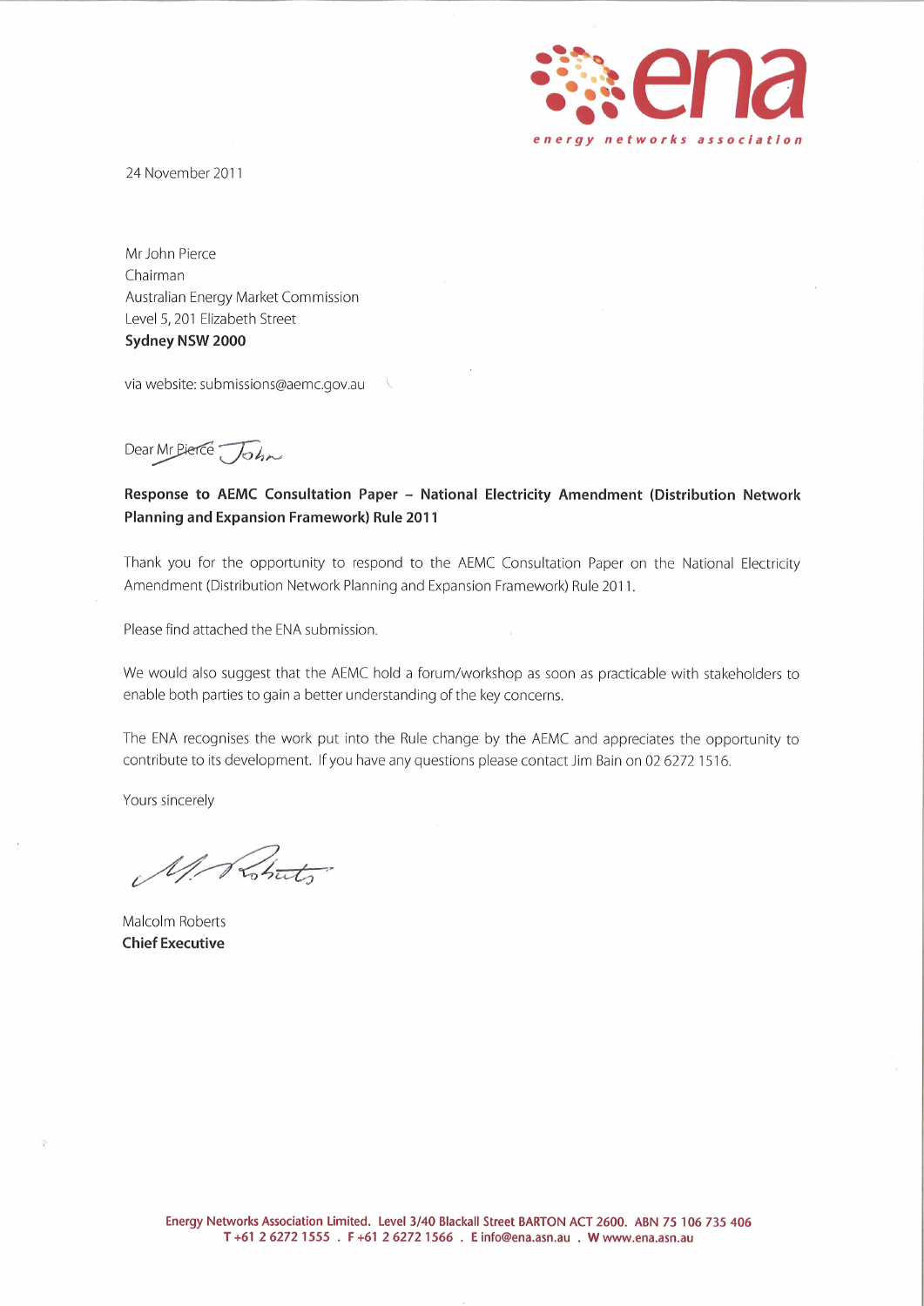**ena**

*energy networks association*

24 November 2011

Mr John Pierce
Chairman
Australian Energy Market Commission
Level 5, 201 Elizabeth Street
**Sydney NSW 2000**

via website: submissions@aemc.gov.au

Dear Mr Pierce John

**Response to AEMC Consultation Paper – National Electricity Amendment (Distribution Network Planning and Expansion Framework) Rule 2011**

Thank you for the opportunity to respond to the AEMC Consultation Paper on the National Electricity Amendment (Distribution Network Planning and Expansion Framework) Rule 2011.

Please find attached the ENA submission.

We would also suggest that the AEMC hold a forum/workshop as soon as practicable with stakeholders to enable both parties to gain a better understanding of the key concerns.

The ENA recognises the work put into the Rule change by the AEMC and appreciates the opportunity to contribute to its development. If you have any questions please contact Jim Bain on 02 6272 1516.

Yours sincerely

M. Roberts

Malcolm Roberts
**Chief Executive**

**Energy Networks Association Limited. Level 3/40 Blackall Street BARTON ACT 2600. ABN 75 106 735 406**
**T +61 2 6272 1555 . F +61 2 6272 1566 . E info@ena.asn.au . W www.ena.asn.au**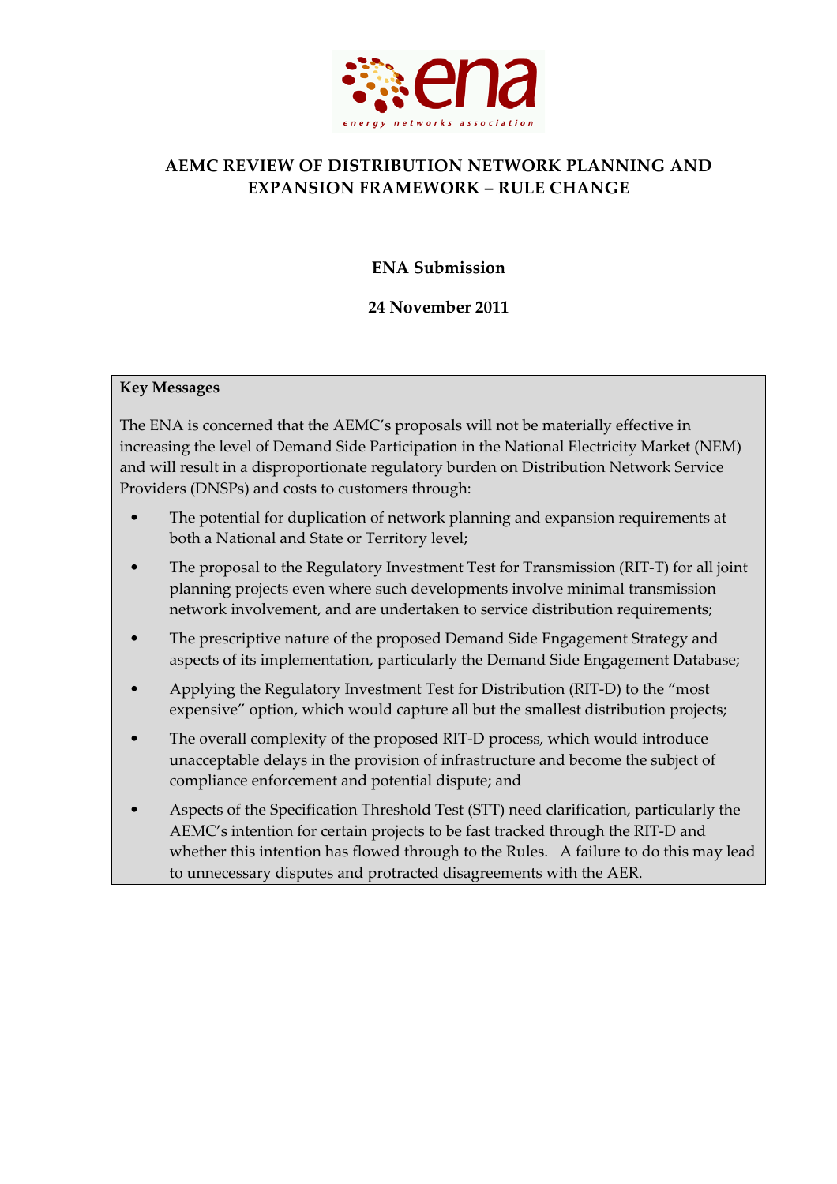# AEMC REVIEW OF DISTRIBUTION NETWORK PLANNING AND EXPANSION FRAMEWORK – RULE CHANGE

**ENA Submission**

**24 November 2011**

**Key Messages**

The ENA is concerned that the AEMC's proposals will not be materially effective in increasing the level of Demand Side Participation in the National Electricity Market (NEM) and will result in a disproportionate regulatory burden on Distribution Network Service Providers (DNSPs) and costs to customers through:

- The potential for duplication of network planning and expansion requirements at both a National and State or Territory level;
- The proposal to the Regulatory Investment Test for Transmission (RIT-T) for all joint planning projects even where such developments involve minimal transmission network involvement, and are undertaken to service distribution requirements;
- The prescriptive nature of the proposed Demand Side Engagement Strategy and aspects of its implementation, particularly the Demand Side Engagement Database;
- Applying the Regulatory Investment Test for Distribution (RIT-D) to the "most expensive" option, which would capture all but the smallest distribution projects;
- The overall complexity of the proposed RIT-D process, which would introduce unacceptable delays in the provision of infrastructure and become the subject of compliance enforcement and potential dispute; and
- Aspects of the Specification Threshold Test (STT) need clarification, particularly the AEMC's intention for certain projects to be fast tracked through the RIT-D and whether this intention has flowed through to the Rules. A failure to do this may lead to unnecessary disputes and protracted disagreements with the AER.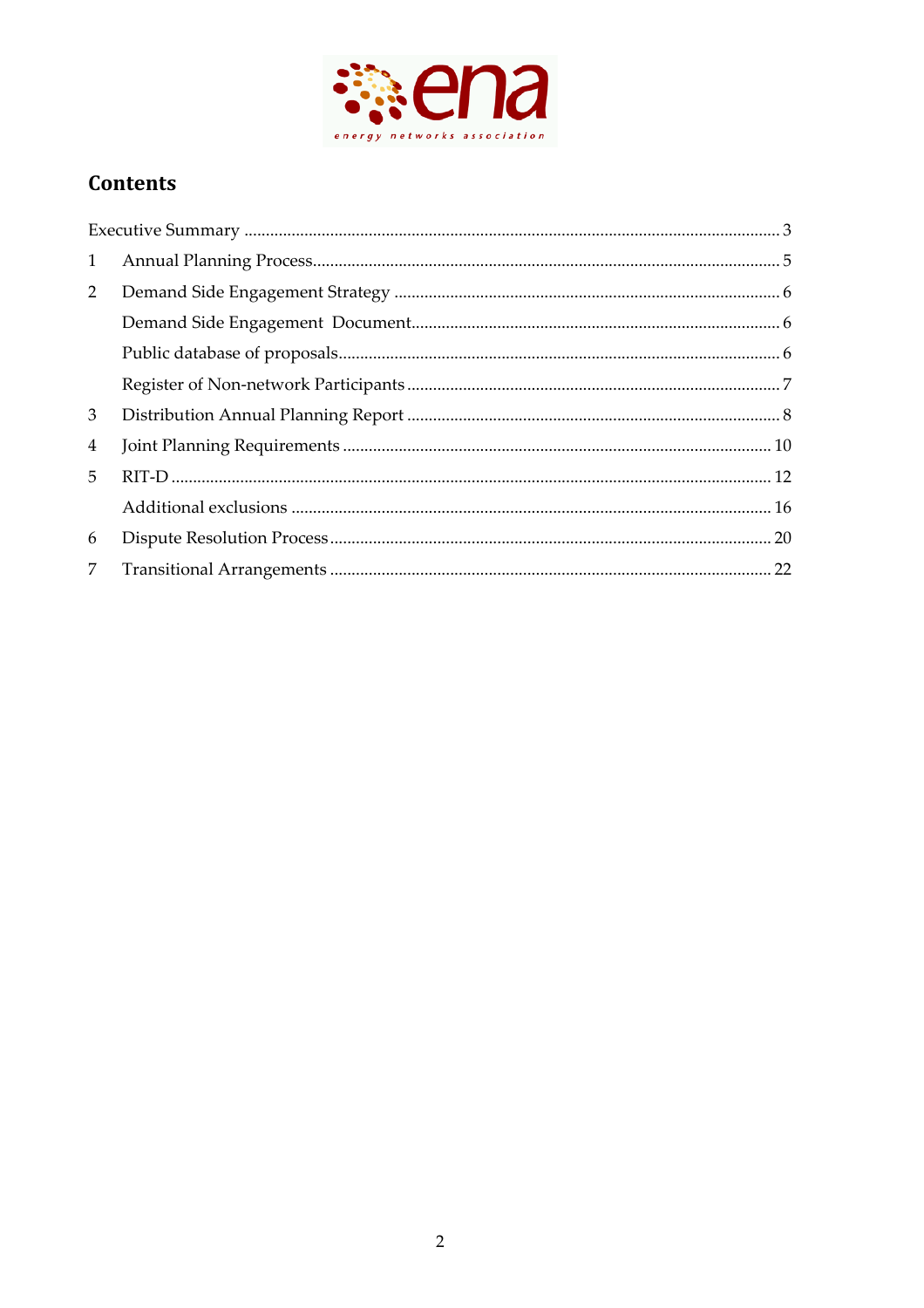## Contents

| | | |
|---|---|---|
| Executive Summary | | 3 |
| 1 | Annual Planning Process | 5 |
| 2 | Demand Side Engagement Strategy | 6 |
| | Demand Side Engagement Document | 6 |
| | Public database of proposals | 6 |
| | Register of Non-network Participants | 7 |
| 3 | Distribution Annual Planning Report | 8 |
| 4 | Joint Planning Requirements | 10 |
| 5 | RIT-D | 12 |
| | Additional exclusions | 16 |
| 6 | Dispute Resolution Process | 20 |
| 7 | Transitional Arrangements | 22 |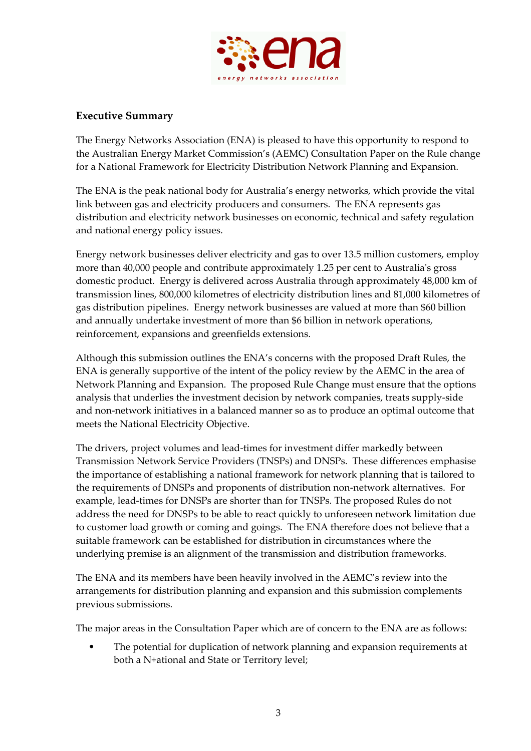## Executive Summary

The Energy Networks Association (ENA) is pleased to have this opportunity to respond to the Australian Energy Market Commission's (AEMC) Consultation Paper on the Rule change for a National Framework for Electricity Distribution Network Planning and Expansion.

The ENA is the peak national body for Australia's energy networks, which provide the vital link between gas and electricity producers and consumers. The ENA represents gas distribution and electricity network businesses on economic, technical and safety regulation and national energy policy issues.

Energy network businesses deliver electricity and gas to over 13.5 million customers, employ more than 40,000 people and contribute approximately 1.25 per cent to Australia's gross domestic product. Energy is delivered across Australia through approximately 48,000 km of transmission lines, 800,000 kilometres of electricity distribution lines and 81,000 kilometres of gas distribution pipelines. Energy network businesses are valued at more than $60 billion and annually undertake investment of more than $6 billion in network operations, reinforcement, expansions and greenfields extensions.

Although this submission outlines the ENA's concerns with the proposed Draft Rules, the ENA is generally supportive of the intent of the policy review by the AEMC in the area of Network Planning and Expansion. The proposed Rule Change must ensure that the options analysis that underlies the investment decision by network companies, treats supply-side and non-network initiatives in a balanced manner so as to produce an optimal outcome that meets the National Electricity Objective.

The drivers, project volumes and lead-times for investment differ markedly between Transmission Network Service Providers (TNSPs) and DNSPs. These differences emphasise the importance of establishing a national framework for network planning that is tailored to the requirements of DNSPs and proponents of distribution non-network alternatives. For example, lead-times for DNSPs are shorter than for TNSPs. The proposed Rules do not address the need for DNSPs to be able to react quickly to unforeseen network limitation due to customer load growth or coming and goings. The ENA therefore does not believe that a suitable framework can be established for distribution in circumstances where the underlying premise is an alignment of the transmission and distribution frameworks.

The ENA and its members have been heavily involved in the AEMC's review into the arrangements for distribution planning and expansion and this submission complements previous submissions.

The major areas in the Consultation Paper which are of concern to the ENA are as follows:

- The potential for duplication of network planning and expansion requirements at both a N+ational and State or Territory level;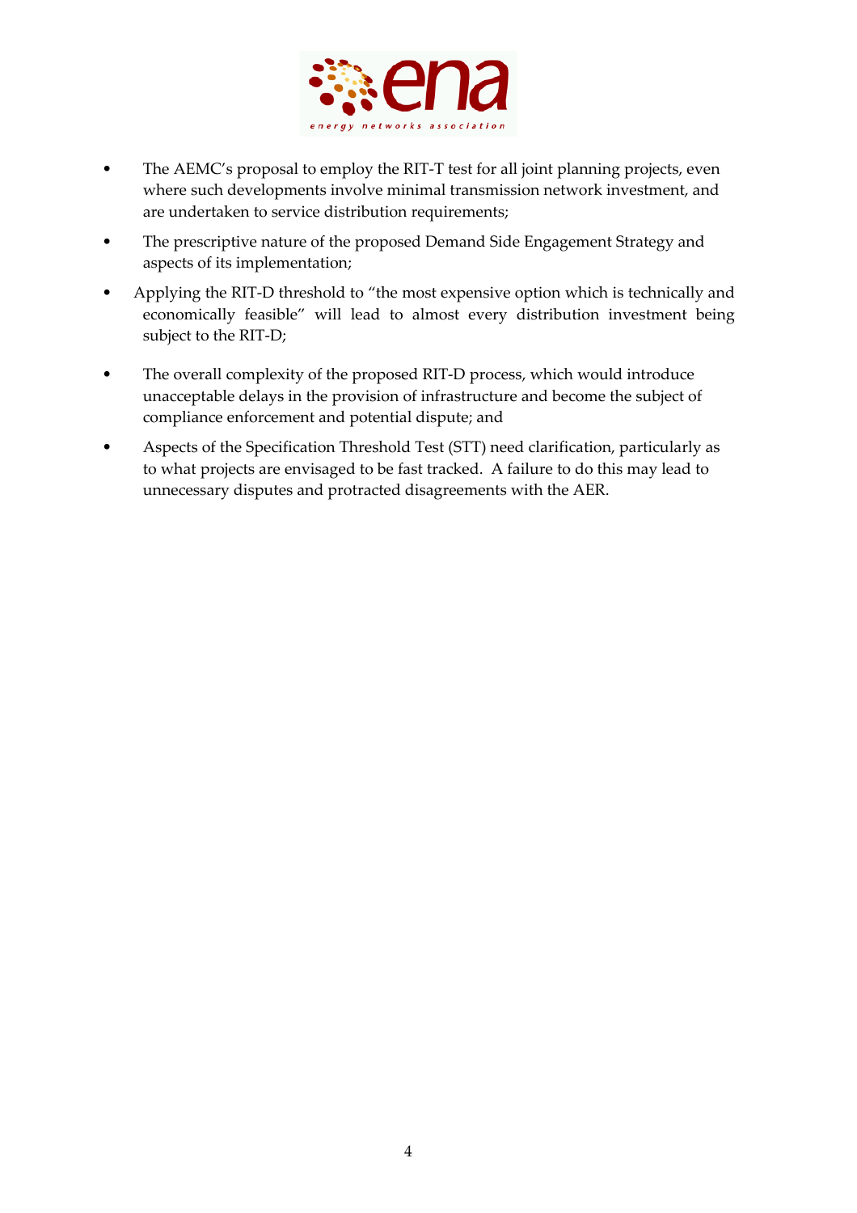- The AEMC's proposal to employ the RIT-T test for all joint planning projects, even where such developments involve minimal transmission network investment, and are undertaken to service distribution requirements;
- The prescriptive nature of the proposed Demand Side Engagement Strategy and aspects of its implementation;
- Applying the RIT-D threshold to "the most expensive option which is technically and economically feasible" will lead to almost every distribution investment being subject to the RIT-D;
- The overall complexity of the proposed RIT-D process, which would introduce unacceptable delays in the provision of infrastructure and become the subject of compliance enforcement and potential dispute; and
- Aspects of the Specification Threshold Test (STT) need clarification, particularly as to what projects are envisaged to be fast tracked. A failure to do this may lead to unnecessary disputes and protracted disagreements with the AER.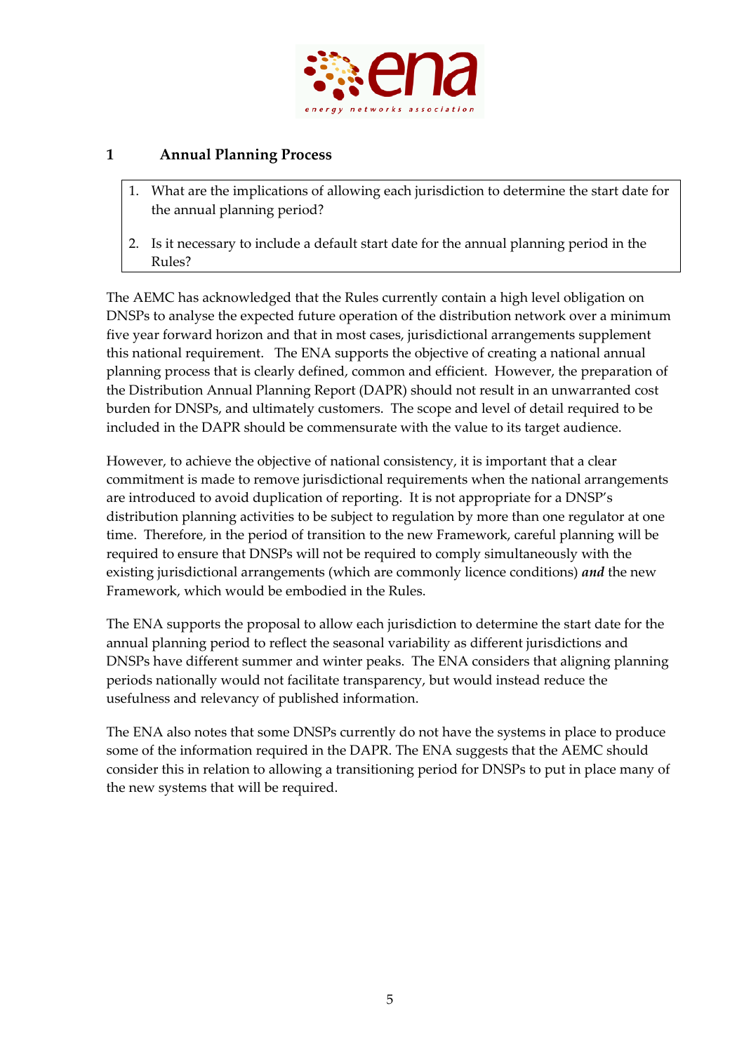## 1 Annual Planning Process

> 1. What are the implications of allowing each jurisdiction to determine the start date for the annual planning period?
> 2. Is it necessary to include a default start date for the annual planning period in the Rules?

The AEMC has acknowledged that the Rules currently contain a high level obligation on DNSPs to analyse the expected future operation of the distribution network over a minimum five year forward horizon and that in most cases, jurisdictional arrangements supplement this national requirement. The ENA supports the objective of creating a national annual planning process that is clearly defined, common and efficient. However, the preparation of the Distribution Annual Planning Report (DAPR) should not result in an unwarranted cost burden for DNSPs, and ultimately customers. The scope and level of detail required to be included in the DAPR should be commensurate with the value to its target audience.

However, to achieve the objective of national consistency, it is important that a clear commitment is made to remove jurisdictional requirements when the national arrangements are introduced to avoid duplication of reporting. It is not appropriate for a DNSP's distribution planning activities to be subject to regulation by more than one regulator at one time. Therefore, in the period of transition to the new Framework, careful planning will be required to ensure that DNSPs will not be required to comply simultaneously with the existing jurisdictional arrangements (which are commonly licence conditions) ***and*** the new Framework, which would be embodied in the Rules.

The ENA supports the proposal to allow each jurisdiction to determine the start date for the annual planning period to reflect the seasonal variability as different jurisdictions and DNSPs have different summer and winter peaks. The ENA considers that aligning planning periods nationally would not facilitate transparency, but would instead reduce the usefulness and relevancy of published information.

The ENA also notes that some DNSPs currently do not have the systems in place to produce some of the information required in the DAPR. The ENA suggests that the AEMC should consider this in relation to allowing a transitioning period for DNSPs to put in place many of the new systems that will be required.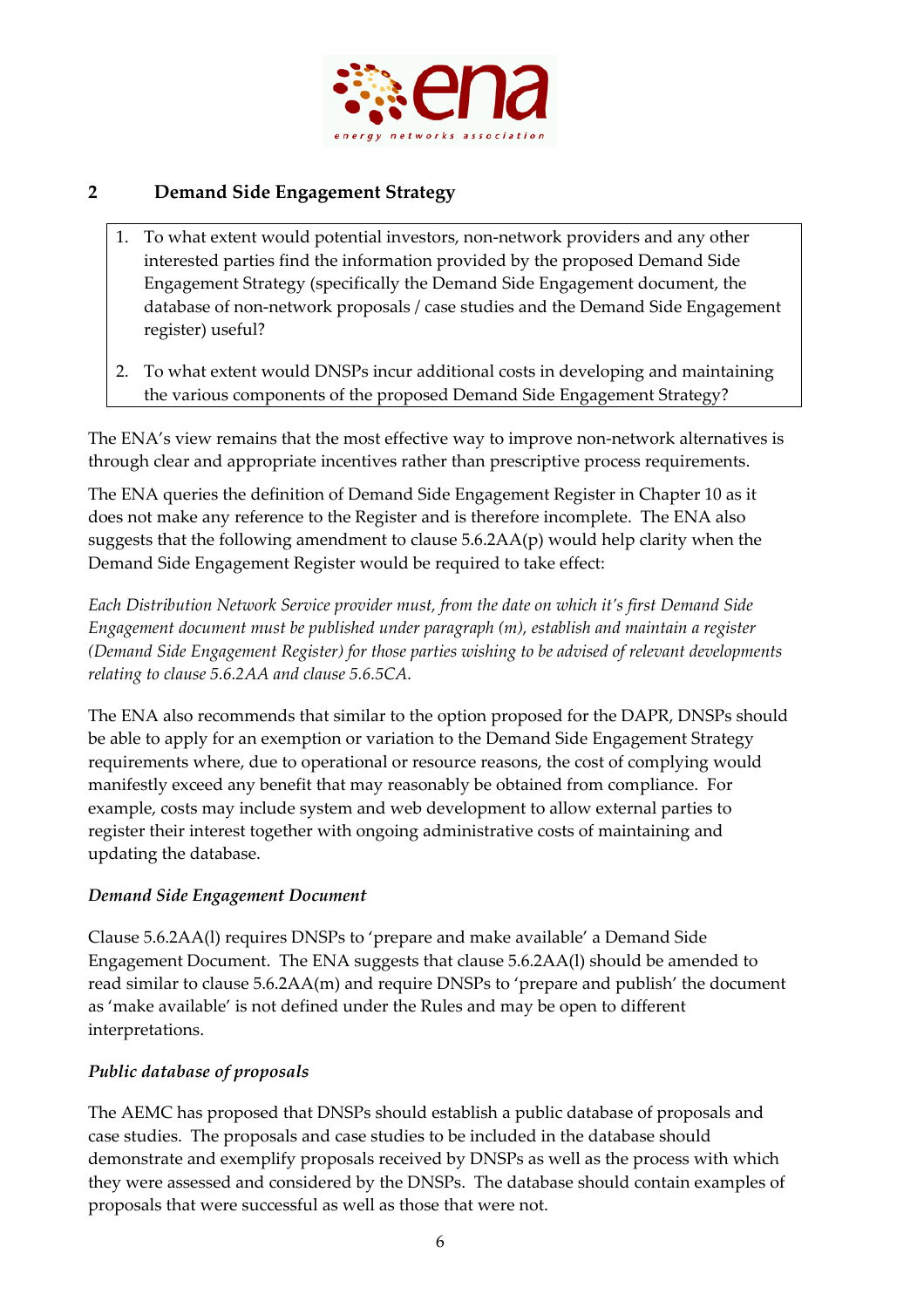## 2 Demand Side Engagement Strategy

1. To what extent would potential investors, non-network providers and any other interested parties find the information provided by the proposed Demand Side Engagement Strategy (specifically the Demand Side Engagement document, the database of non-network proposals / case studies and the Demand Side Engagement register) useful?
2. To what extent would DNSPs incur additional costs in developing and maintaining the various components of the proposed Demand Side Engagement Strategy?

The ENA's view remains that the most effective way to improve non-network alternatives is through clear and appropriate incentives rather than prescriptive process requirements.

The ENA queries the definition of Demand Side Engagement Register in Chapter 10 as it does not make any reference to the Register and is therefore incomplete. The ENA also suggests that the following amendment to clause 5.6.2AA(p) would help clarity when the Demand Side Engagement Register would be required to take effect:

*Each Distribution Network Service provider must, from the date on which it's first Demand Side Engagement document must be published under paragraph (m), establish and maintain a register (Demand Side Engagement Register) for those parties wishing to be advised of relevant developments relating to clause 5.6.2AA and clause 5.6.5CA.*

The ENA also recommends that similar to the option proposed for the DAPR, DNSPs should be able to apply for an exemption or variation to the Demand Side Engagement Strategy requirements where, due to operational or resource reasons, the cost of complying would manifestly exceed any benefit that may reasonably be obtained from compliance. For example, costs may include system and web development to allow external parties to register their interest together with ongoing administrative costs of maintaining and updating the database.

### *Demand Side Engagement Document*

Clause 5.6.2AA(l) requires DNSPs to 'prepare and make available' a Demand Side Engagement Document. The ENA suggests that clause 5.6.2AA(l) should be amended to read similar to clause 5.6.2AA(m) and require DNSPs to 'prepare and publish' the document as 'make available' is not defined under the Rules and may be open to different interpretations.

### *Public database of proposals*

The AEMC has proposed that DNSPs should establish a public database of proposals and case studies. The proposals and case studies to be included in the database should demonstrate and exemplify proposals received by DNSPs as well as the process with which they were assessed and considered by the DNSPs. The database should contain examples of proposals that were successful as well as those that were not.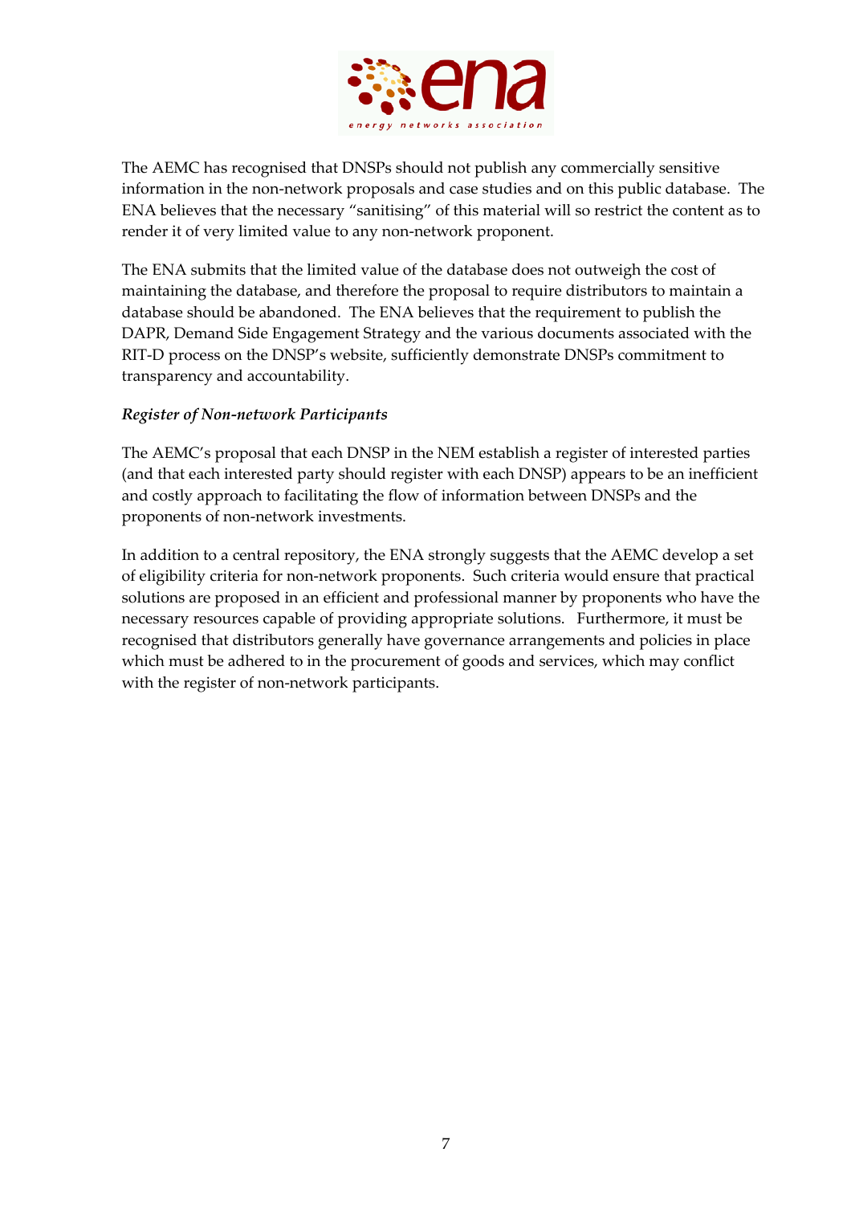The AEMC has recognised that DNSPs should not publish any commercially sensitive information in the non-network proposals and case studies and on this public database. The ENA believes that the necessary "sanitising" of this material will so restrict the content as to render it of very limited value to any non-network proponent.

The ENA submits that the limited value of the database does not outweigh the cost of maintaining the database, and therefore the proposal to require distributors to maintain a database should be abandoned. The ENA believes that the requirement to publish the DAPR, Demand Side Engagement Strategy and the various documents associated with the RIT-D process on the DNSP's website, sufficiently demonstrate DNSPs commitment to transparency and accountability.

*Register of Non-network Participants*

The AEMC's proposal that each DNSP in the NEM establish a register of interested parties (and that each interested party should register with each DNSP) appears to be an inefficient and costly approach to facilitating the flow of information between DNSPs and the proponents of non-network investments.

In addition to a central repository, the ENA strongly suggests that the AEMC develop a set of eligibility criteria for non-network proponents. Such criteria would ensure that practical solutions are proposed in an efficient and professional manner by proponents who have the necessary resources capable of providing appropriate solutions. Furthermore, it must be recognised that distributors generally have governance arrangements and policies in place which must be adhered to in the procurement of goods and services, which may conflict with the register of non-network participants.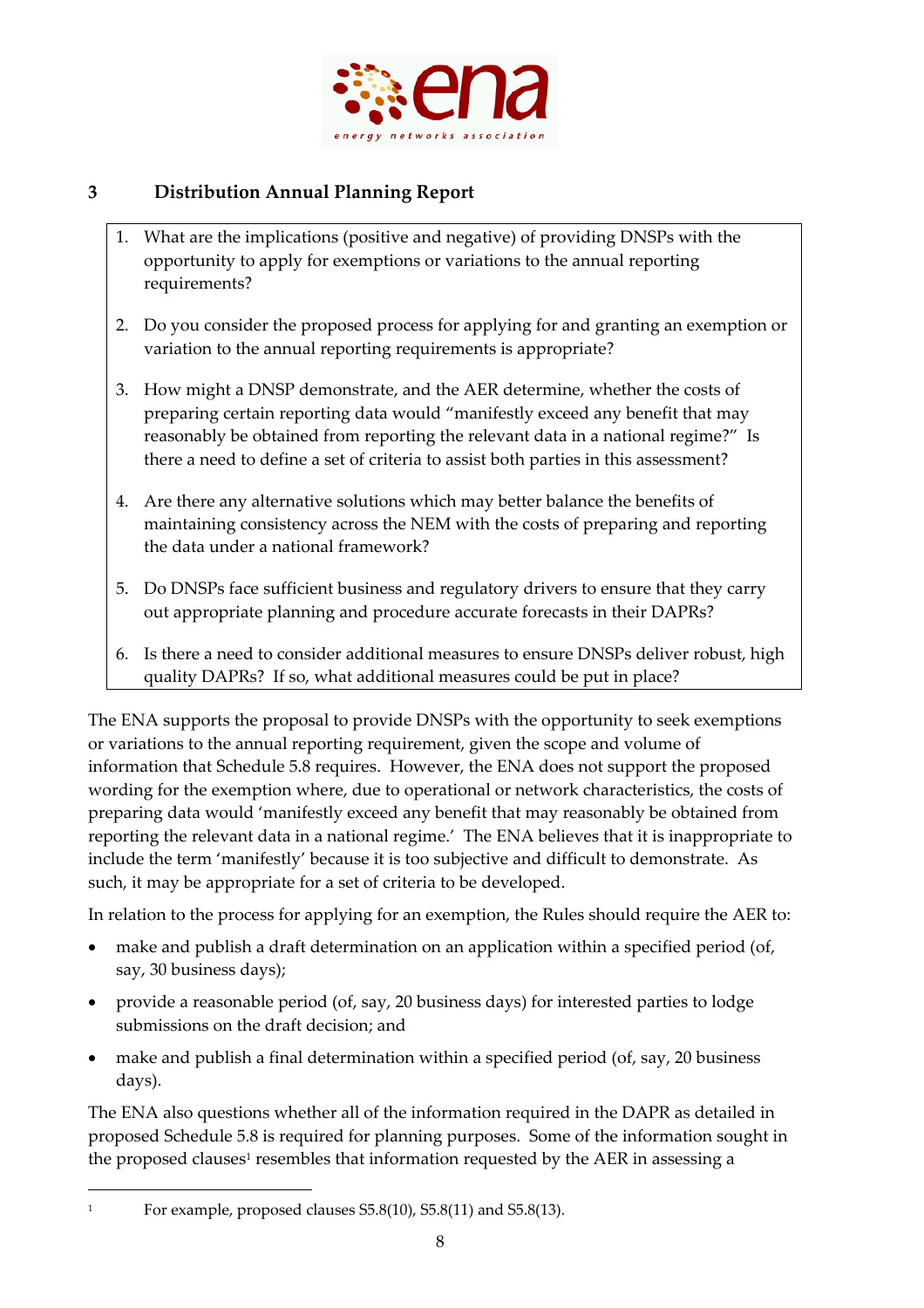## 3 Distribution Annual Planning Report

1. What are the implications (positive and negative) of providing DNSPs with the opportunity to apply for exemptions or variations to the annual reporting requirements?
2. Do you consider the proposed process for applying for and granting an exemption or variation to the annual reporting requirements is appropriate?
3. How might a DNSP demonstrate, and the AER determine, whether the costs of preparing certain reporting data would "manifestly exceed any benefit that may reasonably be obtained from reporting the relevant data in a national regime?" Is there a need to define a set of criteria to assist both parties in this assessment?
4. Are there any alternative solutions which may better balance the benefits of maintaining consistency across the NEM with the costs of preparing and reporting the data under a national framework?
5. Do DNSPs face sufficient business and regulatory drivers to ensure that they carry out appropriate planning and procedure accurate forecasts in their DAPRs?
6. Is there a need to consider additional measures to ensure DNSPs deliver robust, high quality DAPRs? If so, what additional measures could be put in place?

The ENA supports the proposal to provide DNSPs with the opportunity to seek exemptions or variations to the annual reporting requirement, given the scope and volume of information that Schedule 5.8 requires. However, the ENA does not support the proposed wording for the exemption where, due to operational or network characteristics, the costs of preparing data would 'manifestly exceed any benefit that may reasonably be obtained from reporting the relevant data in a national regime.' The ENA believes that it is inappropriate to include the term 'manifestly' because it is too subjective and difficult to demonstrate. As such, it may be appropriate for a set of criteria to be developed.

In relation to the process for applying for an exemption, the Rules should require the AER to:

- make and publish a draft determination on an application within a specified period (of, say, 30 business days);
- provide a reasonable period (of, say, 20 business days) for interested parties to lodge submissions on the draft decision; and
- make and publish a final determination within a specified period (of, say, 20 business days).

The ENA also questions whether all of the information required in the DAPR as detailed in proposed Schedule 5.8 is required for planning purposes. Some of the information sought in the proposed clauses[1] resembles that information requested by the AER in assessing a

[1] For example, proposed clauses S5.8(10), S5.8(11) and S5.8(13).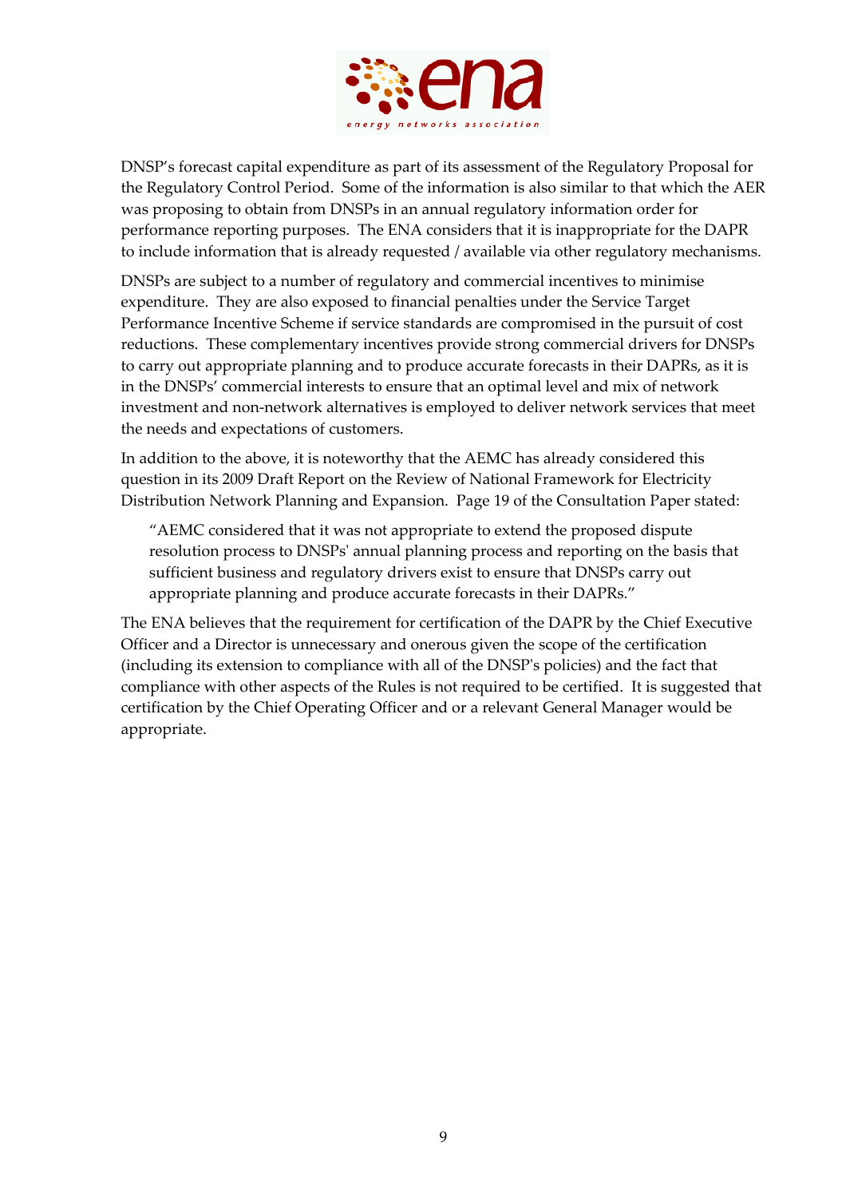DNSP's forecast capital expenditure as part of its assessment of the Regulatory Proposal for the Regulatory Control Period. Some of the information is also similar to that which the AER was proposing to obtain from DNSPs in an annual regulatory information order for performance reporting purposes. The ENA considers that it is inappropriate for the DAPR to include information that is already requested / available via other regulatory mechanisms.

DNSPs are subject to a number of regulatory and commercial incentives to minimise expenditure. They are also exposed to financial penalties under the Service Target Performance Incentive Scheme if service standards are compromised in the pursuit of cost reductions. These complementary incentives provide strong commercial drivers for DNSPs to carry out appropriate planning and to produce accurate forecasts in their DAPRs, as it is in the DNSPs' commercial interests to ensure that an optimal level and mix of network investment and non-network alternatives is employed to deliver network services that meet the needs and expectations of customers.

In addition to the above, it is noteworthy that the AEMC has already considered this question in its 2009 Draft Report on the Review of National Framework for Electricity Distribution Network Planning and Expansion. Page 19 of the Consultation Paper stated:

> "AEMC considered that it was not appropriate to extend the proposed dispute resolution process to DNSPs' annual planning process and reporting on the basis that sufficient business and regulatory drivers exist to ensure that DNSPs carry out appropriate planning and produce accurate forecasts in their DAPRs."

The ENA believes that the requirement for certification of the DAPR by the Chief Executive Officer and a Director is unnecessary and onerous given the scope of the certification (including its extension to compliance with all of the DNSP's policies) and the fact that compliance with other aspects of the Rules is not required to be certified. It is suggested that certification by the Chief Operating Officer and or a relevant General Manager would be appropriate.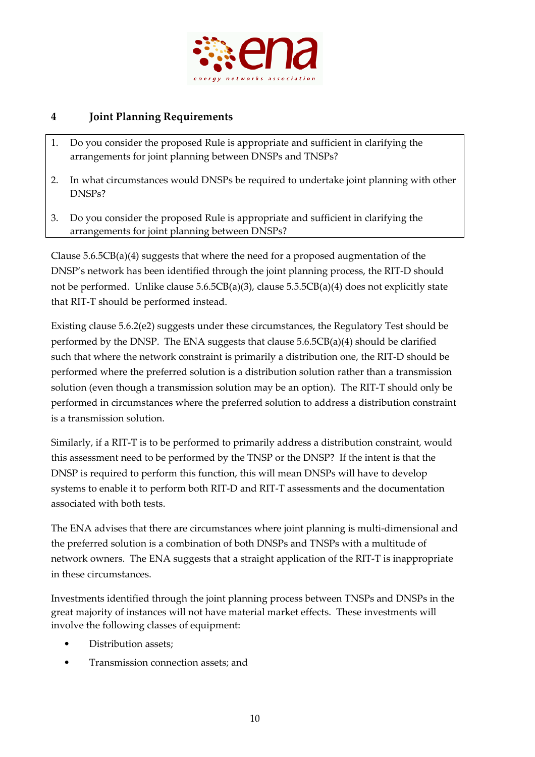## 4 Joint Planning Requirements

1. Do you consider the proposed Rule is appropriate and sufficient in clarifying the arrangements for joint planning between DNSPs and TNSPs?
2. In what circumstances would DNSPs be required to undertake joint planning with other DNSPs?
3. Do you consider the proposed Rule is appropriate and sufficient in clarifying the arrangements for joint planning between DNSPs?

Clause 5.6.5CB(a)(4) suggests that where the need for a proposed augmentation of the DNSP's network has been identified through the joint planning process, the RIT-D should not be performed. Unlike clause 5.6.5CB(a)(3), clause 5.5.5CB(a)(4) does not explicitly state that RIT-T should be performed instead.

Existing clause 5.6.2(e2) suggests under these circumstances, the Regulatory Test should be performed by the DNSP. The ENA suggests that clause 5.6.5CB(a)(4) should be clarified such that where the network constraint is primarily a distribution one, the RIT-D should be performed where the preferred solution is a distribution solution rather than a transmission solution (even though a transmission solution may be an option). The RIT-T should only be performed in circumstances where the preferred solution to address a distribution constraint is a transmission solution.

Similarly, if a RIT-T is to be performed to primarily address a distribution constraint, would this assessment need to be performed by the TNSP or the DNSP? If the intent is that the DNSP is required to perform this function, this will mean DNSPs will have to develop systems to enable it to perform both RIT-D and RIT-T assessments and the documentation associated with both tests.

The ENA advises that there are circumstances where joint planning is multi-dimensional and the preferred solution is a combination of both DNSPs and TNSPs with a multitude of network owners. The ENA suggests that a straight application of the RIT-T is inappropriate in these circumstances.

Investments identified through the joint planning process between TNSPs and DNSPs in the great majority of instances will not have material market effects. These investments will involve the following classes of equipment:

- Distribution assets;
- Transmission connection assets; and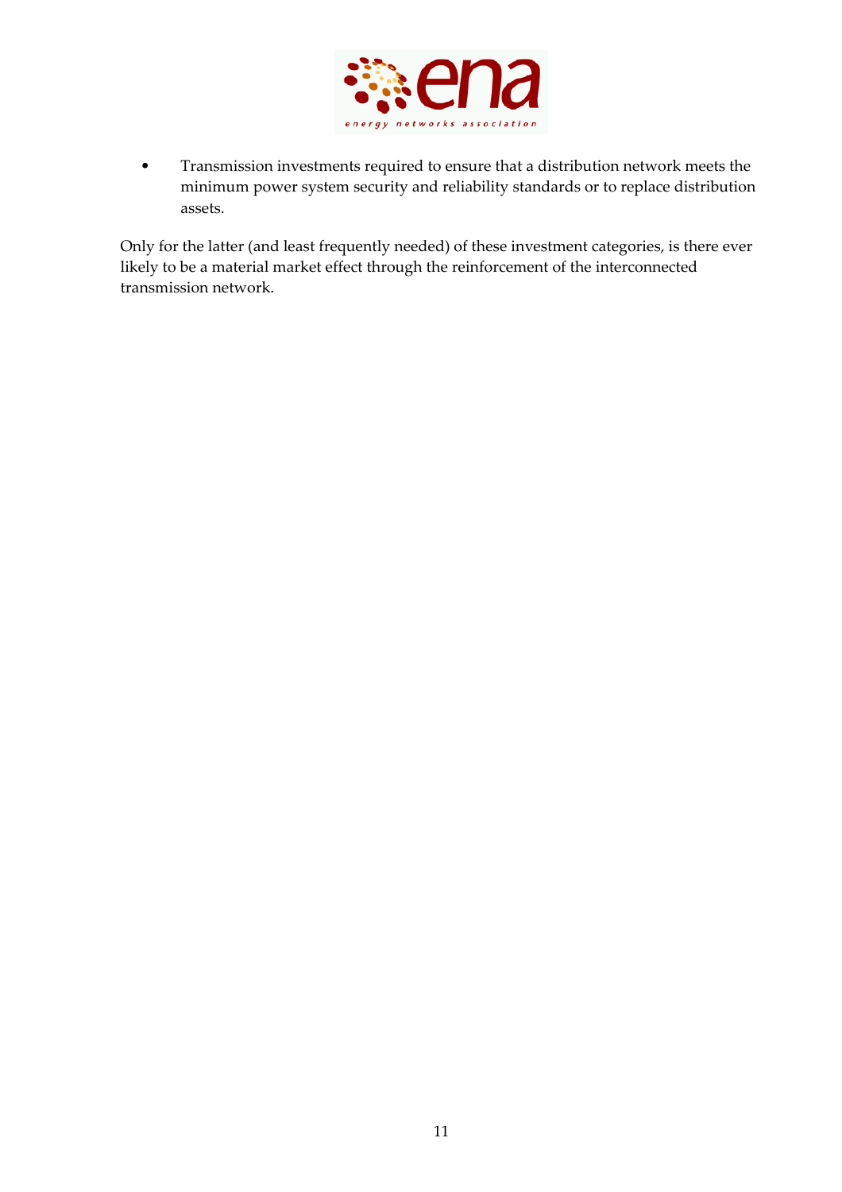- Transmission investments required to ensure that a distribution network meets the minimum power system security and reliability standards or to replace distribution assets.

Only for the latter (and least frequently needed) of these investment categories, is there ever likely to be a material market effect through the reinforcement of the interconnected transmission network.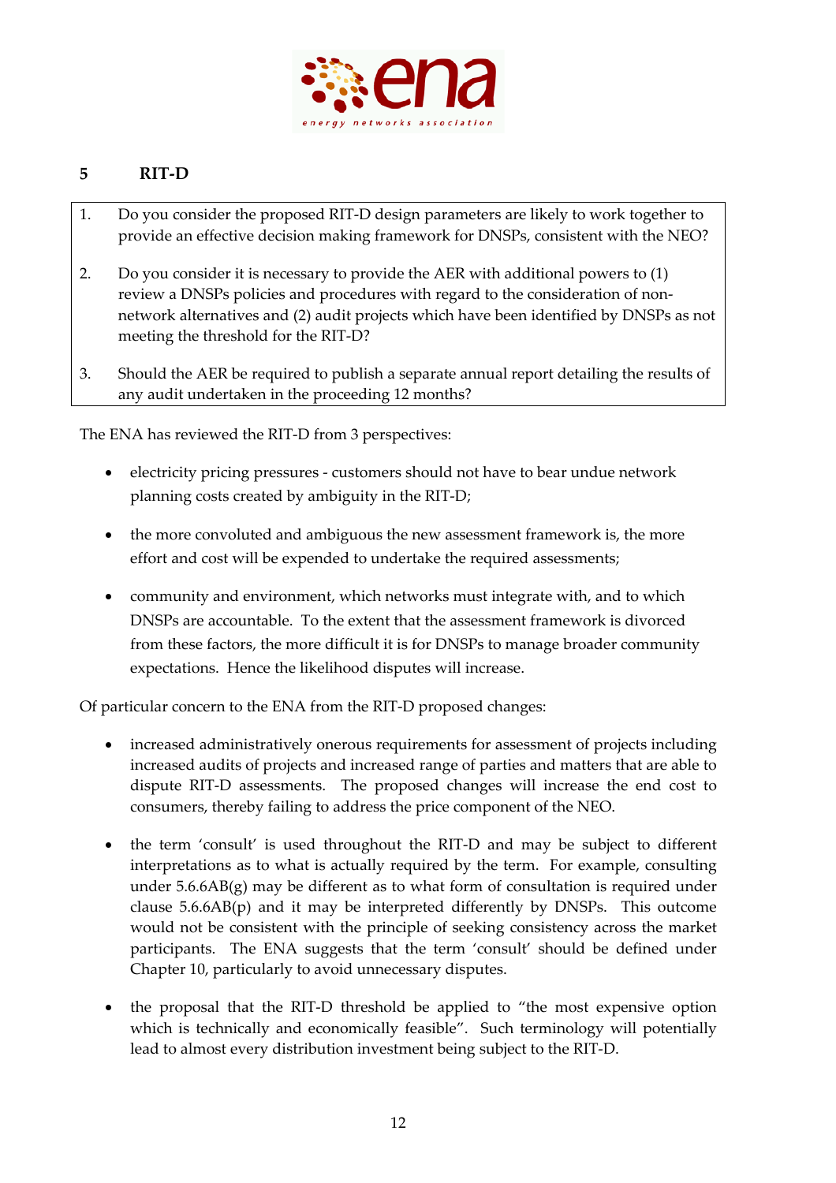## 5 RIT-D

1. Do you consider the proposed RIT-D design parameters are likely to work together to provide an effective decision making framework for DNSPs, consistent with the NEO?
2. Do you consider it is necessary to provide the AER with additional powers to (1) review a DNSPs policies and procedures with regard to the consideration of non-network alternatives and (2) audit projects which have been identified by DNSPs as not meeting the threshold for the RIT-D?
3. Should the AER be required to publish a separate annual report detailing the results of any audit undertaken in the proceeding 12 months?

The ENA has reviewed the RIT-D from 3 perspectives:

- electricity pricing pressures - customers should not have to bear undue network planning costs created by ambiguity in the RIT-D;
- the more convoluted and ambiguous the new assessment framework is, the more effort and cost will be expended to undertake the required assessments;
- community and environment, which networks must integrate with, and to which DNSPs are accountable. To the extent that the assessment framework is divorced from these factors, the more difficult it is for DNSPs to manage broader community expectations. Hence the likelihood disputes will increase.

Of particular concern to the ENA from the RIT-D proposed changes:

- increased administratively onerous requirements for assessment of projects including increased audits of projects and increased range of parties and matters that are able to dispute RIT-D assessments. The proposed changes will increase the end cost to consumers, thereby failing to address the price component of the NEO.
- the term 'consult' is used throughout the RIT-D and may be subject to different interpretations as to what is actually required by the term. For example, consulting under 5.6.6AB(g) may be different as to what form of consultation is required under clause 5.6.6AB(p) and it may be interpreted differently by DNSPs. This outcome would not be consistent with the principle of seeking consistency across the market participants. The ENA suggests that the term 'consult' should be defined under Chapter 10, particularly to avoid unnecessary disputes.
- the proposal that the RIT-D threshold be applied to "the most expensive option which is technically and economically feasible". Such terminology will potentially lead to almost every distribution investment being subject to the RIT-D.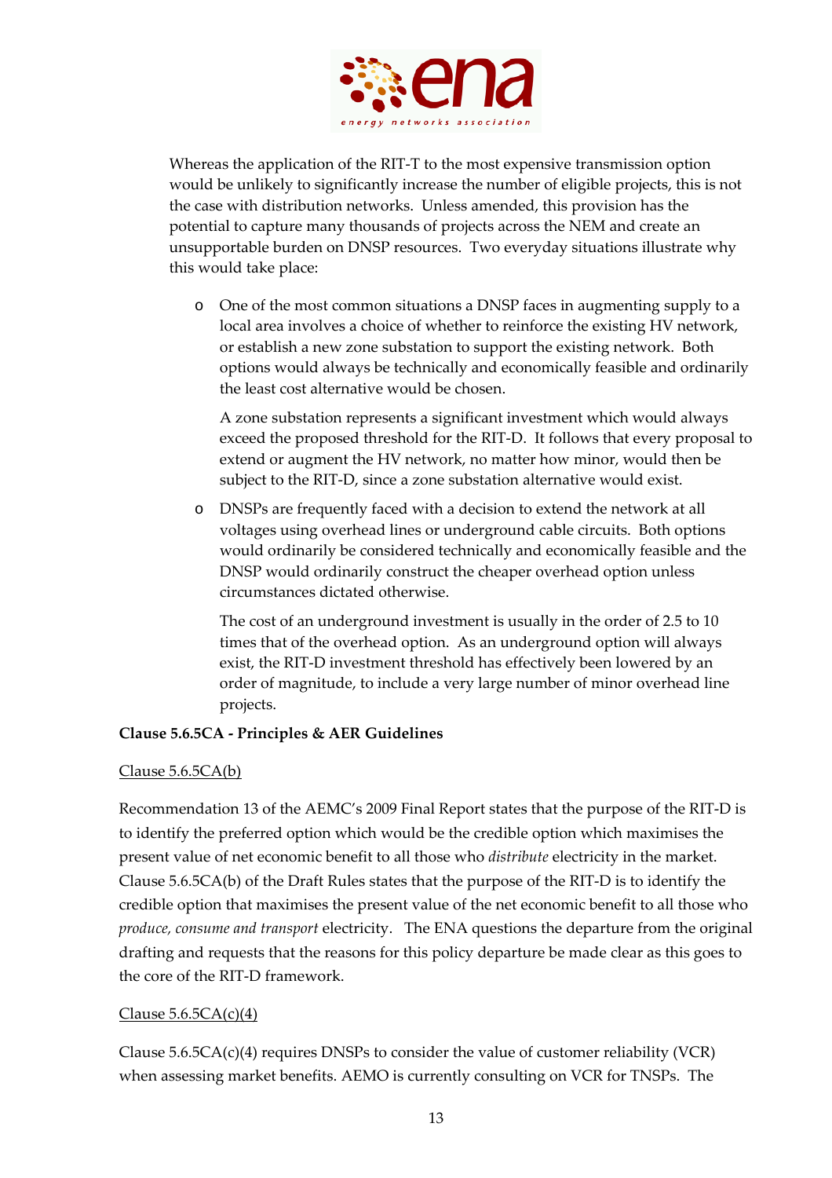Whereas the application of the RIT-T to the most expensive transmission option would be unlikely to significantly increase the number of eligible projects, this is not the case with distribution networks. Unless amended, this provision has the potential to capture many thousands of projects across the NEM and create an unsupportable burden on DNSP resources. Two everyday situations illustrate why this would take place:

- One of the most common situations a DNSP faces in augmenting supply to a local area involves a choice of whether to reinforce the existing HV network, or establish a new zone substation to support the existing network. Both options would always be technically and economically feasible and ordinarily the least cost alternative would be chosen.

  A zone substation represents a significant investment which would always exceed the proposed threshold for the RIT-D. It follows that every proposal to extend or augment the HV network, no matter how minor, would then be subject to the RIT-D, since a zone substation alternative would exist.

- DNSPs are frequently faced with a decision to extend the network at all voltages using overhead lines or underground cable circuits. Both options would ordinarily be considered technically and economically feasible and the DNSP would ordinarily construct the cheaper overhead option unless circumstances dictated otherwise.

  The cost of an underground investment is usually in the order of 2.5 to 10 times that of the overhead option. As an underground option will always exist, the RIT-D investment threshold has effectively been lowered by an order of magnitude, to include a very large number of minor overhead line projects.

**Clause 5.6.5CA - Principles & AER Guidelines**

Clause 5.6.5CA(b)

Recommendation 13 of the AEMC's 2009 Final Report states that the purpose of the RIT-D is to identify the preferred option which would be the credible option which maximises the present value of net economic benefit to all those who *distribute* electricity in the market. Clause 5.6.5CA(b) of the Draft Rules states that the purpose of the RIT-D is to identify the credible option that maximises the present value of the net economic benefit to all those who *produce, consume and transport* electricity. The ENA questions the departure from the original drafting and requests that the reasons for this policy departure be made clear as this goes to the core of the RIT-D framework.

Clause 5.6.5CA(c)(4)

Clause 5.6.5CA(c)(4) requires DNSPs to consider the value of customer reliability (VCR) when assessing market benefits. AEMO is currently consulting on VCR for TNSPs. The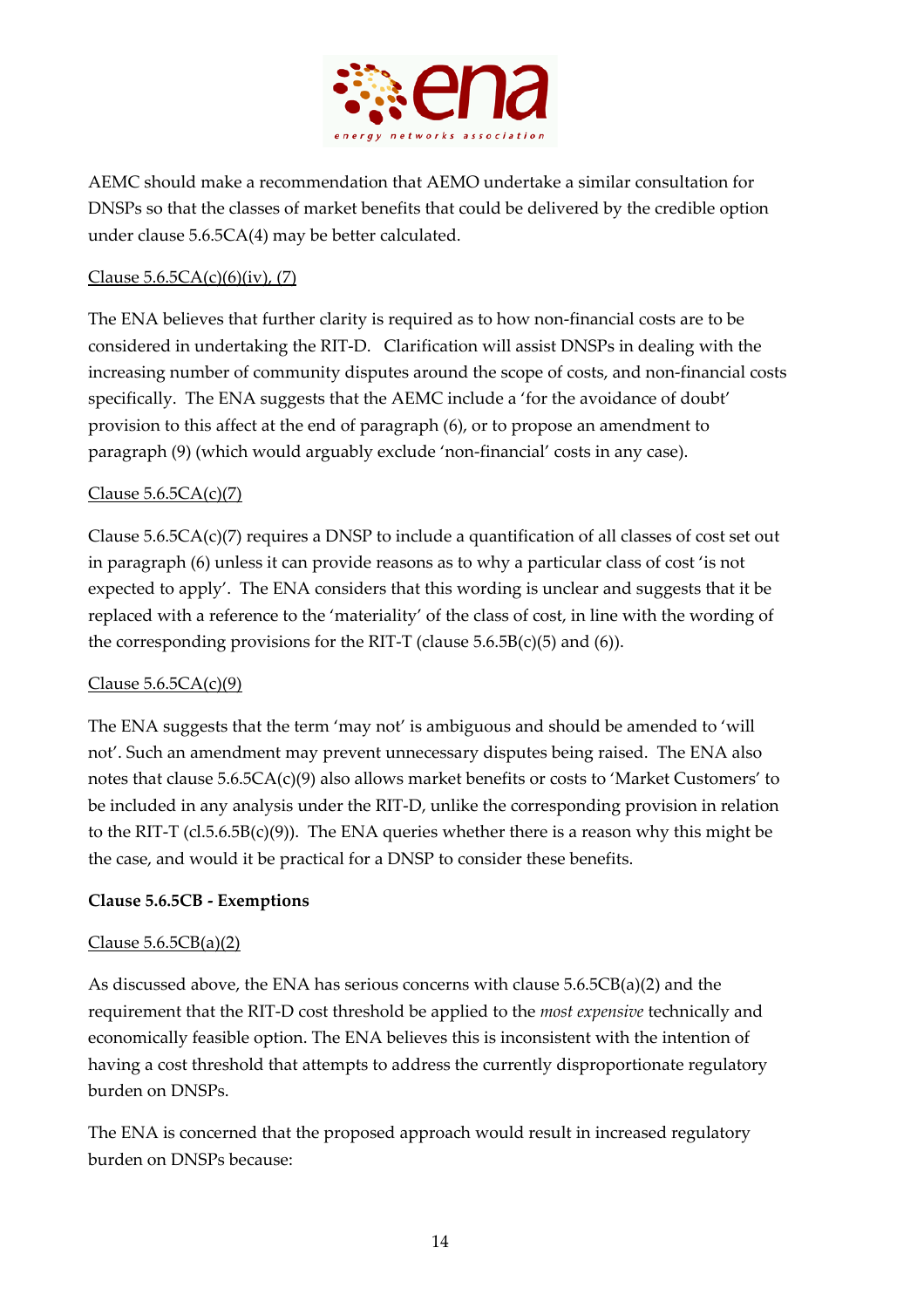AEMC should make a recommendation that AEMO undertake a similar consultation for DNSPs so that the classes of market benefits that could be delivered by the credible option under clause 5.6.5CA(4) may be better calculated.

Clause 5.6.5CA(c)(6)(iv), (7)

The ENA believes that further clarity is required as to how non-financial costs are to be considered in undertaking the RIT-D. Clarification will assist DNSPs in dealing with the increasing number of community disputes around the scope of costs, and non-financial costs specifically. The ENA suggests that the AEMC include a 'for the avoidance of doubt' provision to this affect at the end of paragraph (6), or to propose an amendment to paragraph (9) (which would arguably exclude 'non-financial' costs in any case).

Clause 5.6.5CA(c)(7)

Clause 5.6.5CA(c)(7) requires a DNSP to include a quantification of all classes of cost set out in paragraph (6) unless it can provide reasons as to why a particular class of cost 'is not expected to apply'. The ENA considers that this wording is unclear and suggests that it be replaced with a reference to the 'materiality' of the class of cost, in line with the wording of the corresponding provisions for the RIT-T (clause 5.6.5B(c)(5) and (6)).

Clause 5.6.5CA(c)(9)

The ENA suggests that the term 'may not' is ambiguous and should be amended to 'will not'. Such an amendment may prevent unnecessary disputes being raised. The ENA also notes that clause 5.6.5CA(c)(9) also allows market benefits or costs to 'Market Customers' to be included in any analysis under the RIT-D, unlike the corresponding provision in relation to the RIT-T (cl.5.6.5B(c)(9)). The ENA queries whether there is a reason why this might be the case, and would it be practical for a DNSP to consider these benefits.

**Clause 5.6.5CB - Exemptions**

Clause 5.6.5CB(a)(2)

As discussed above, the ENA has serious concerns with clause 5.6.5CB(a)(2) and the requirement that the RIT-D cost threshold be applied to the *most expensive* technically and economically feasible option. The ENA believes this is inconsistent with the intention of having a cost threshold that attempts to address the currently disproportionate regulatory burden on DNSPs.

The ENA is concerned that the proposed approach would result in increased regulatory burden on DNSPs because: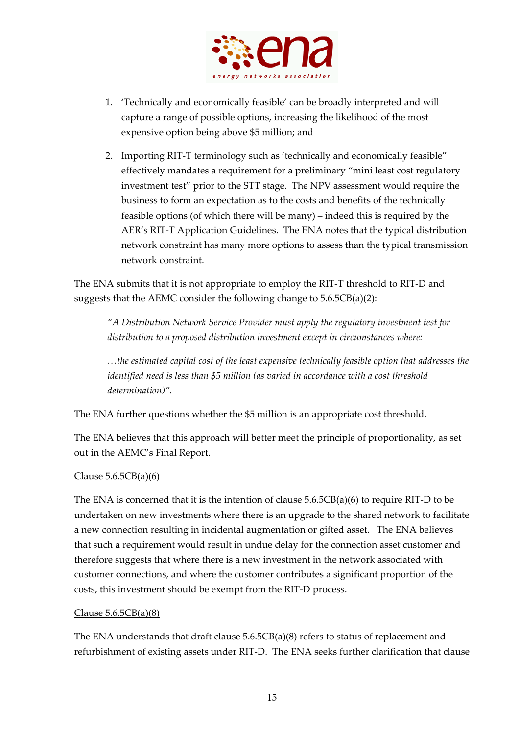1. 'Technically and economically feasible' can be broadly interpreted and will capture a range of possible options, increasing the likelihood of the most expensive option being above $5 million; and

2. Importing RIT-T terminology such as 'technically and economically feasible" effectively mandates a requirement for a preliminary "mini least cost regulatory investment test" prior to the STT stage. The NPV assessment would require the business to form an expectation as to the costs and benefits of the technically feasible options (of which there will be many) – indeed this is required by the AER's RIT-T Application Guidelines. The ENA notes that the typical distribution network constraint has many more options to assess than the typical transmission network constraint.

The ENA submits that it is not appropriate to employ the RIT-T threshold to RIT-D and suggests that the AEMC consider the following change to 5.6.5CB(a)(2):

> *"A Distribution Network Service Provider must apply the regulatory investment test for distribution to a proposed distribution investment except in circumstances where:*
>
> *…the estimated capital cost of the least expensive technically feasible option that addresses the identified need is less than $5 million (as varied in accordance with a cost threshold determination)".*

The ENA further questions whether the $5 million is an appropriate cost threshold.

The ENA believes that this approach will better meet the principle of proportionality, as set out in the AEMC's Final Report.

<u>Clause 5.6.5CB(a)(6)</u>

The ENA is concerned that it is the intention of clause 5.6.5CB(a)(6) to require RIT-D to be undertaken on new investments where there is an upgrade to the shared network to facilitate a new connection resulting in incidental augmentation or gifted asset. The ENA believes that such a requirement would result in undue delay for the connection asset customer and therefore suggests that where there is a new investment in the network associated with customer connections, and where the customer contributes a significant proportion of the costs, this investment should be exempt from the RIT-D process.

<u>Clause 5.6.5CB(a)(8)</u>

The ENA understands that draft clause 5.6.5CB(a)(8) refers to status of replacement and refurbishment of existing assets under RIT-D. The ENA seeks further clarification that clause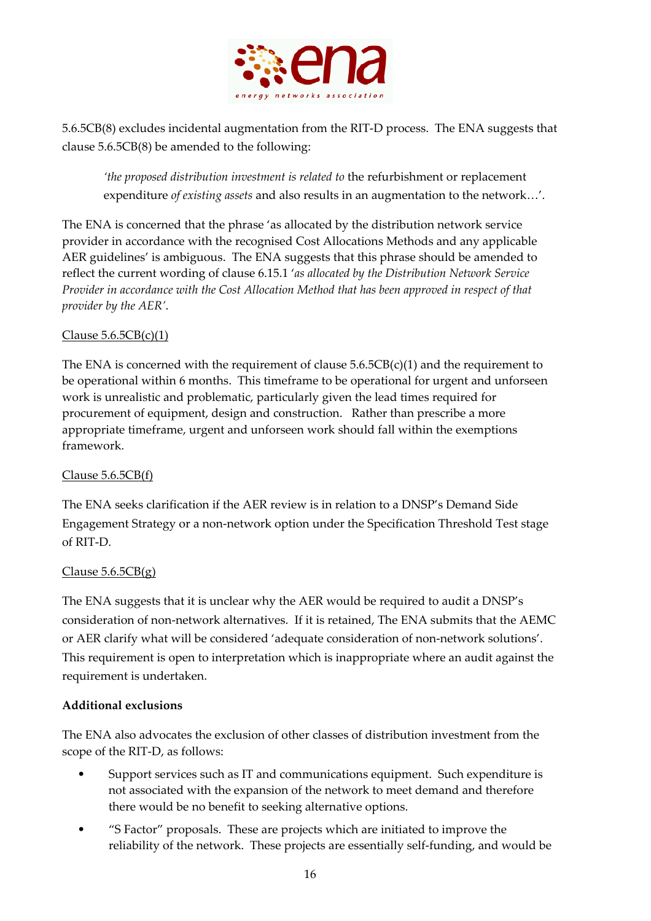5.6.5CB(8) excludes incidental augmentation from the RIT-D process. The ENA suggests that clause 5.6.5CB(8) be amended to the following:

> *'the proposed distribution investment is related to* the refurbishment or replacement expenditure *of existing assets* and also results in an augmentation to the network…'.

The ENA is concerned that the phrase 'as allocated by the distribution network service provider in accordance with the recognised Cost Allocations Methods and any applicable AER guidelines' is ambiguous. The ENA suggests that this phrase should be amended to reflect the current wording of clause 6.15.1 '*as allocated by the Distribution Network Service Provider in accordance with the Cost Allocation Method that has been approved in respect of that provider by the AER*'.

Clause 5.6.5CB(c)(1)

The ENA is concerned with the requirement of clause 5.6.5CB(c)(1) and the requirement to be operational within 6 months. This timeframe to be operational for urgent and unforseen work is unrealistic and problematic, particularly given the lead times required for procurement of equipment, design and construction. Rather than prescribe a more appropriate timeframe, urgent and unforseen work should fall within the exemptions framework.

Clause 5.6.5CB(f)

The ENA seeks clarification if the AER review is in relation to a DNSP's Demand Side Engagement Strategy or a non-network option under the Specification Threshold Test stage of RIT-D.

Clause 5.6.5CB(g)

The ENA suggests that it is unclear why the AER would be required to audit a DNSP's consideration of non-network alternatives. If it is retained, The ENA submits that the AEMC or AER clarify what will be considered 'adequate consideration of non-network solutions'. This requirement is open to interpretation which is inappropriate where an audit against the requirement is undertaken.

**Additional exclusions**

The ENA also advocates the exclusion of other classes of distribution investment from the scope of the RIT-D, as follows:

- Support services such as IT and communications equipment. Such expenditure is not associated with the expansion of the network to meet demand and therefore there would be no benefit to seeking alternative options.
- "S Factor" proposals. These are projects which are initiated to improve the reliability of the network. These projects are essentially self-funding, and would be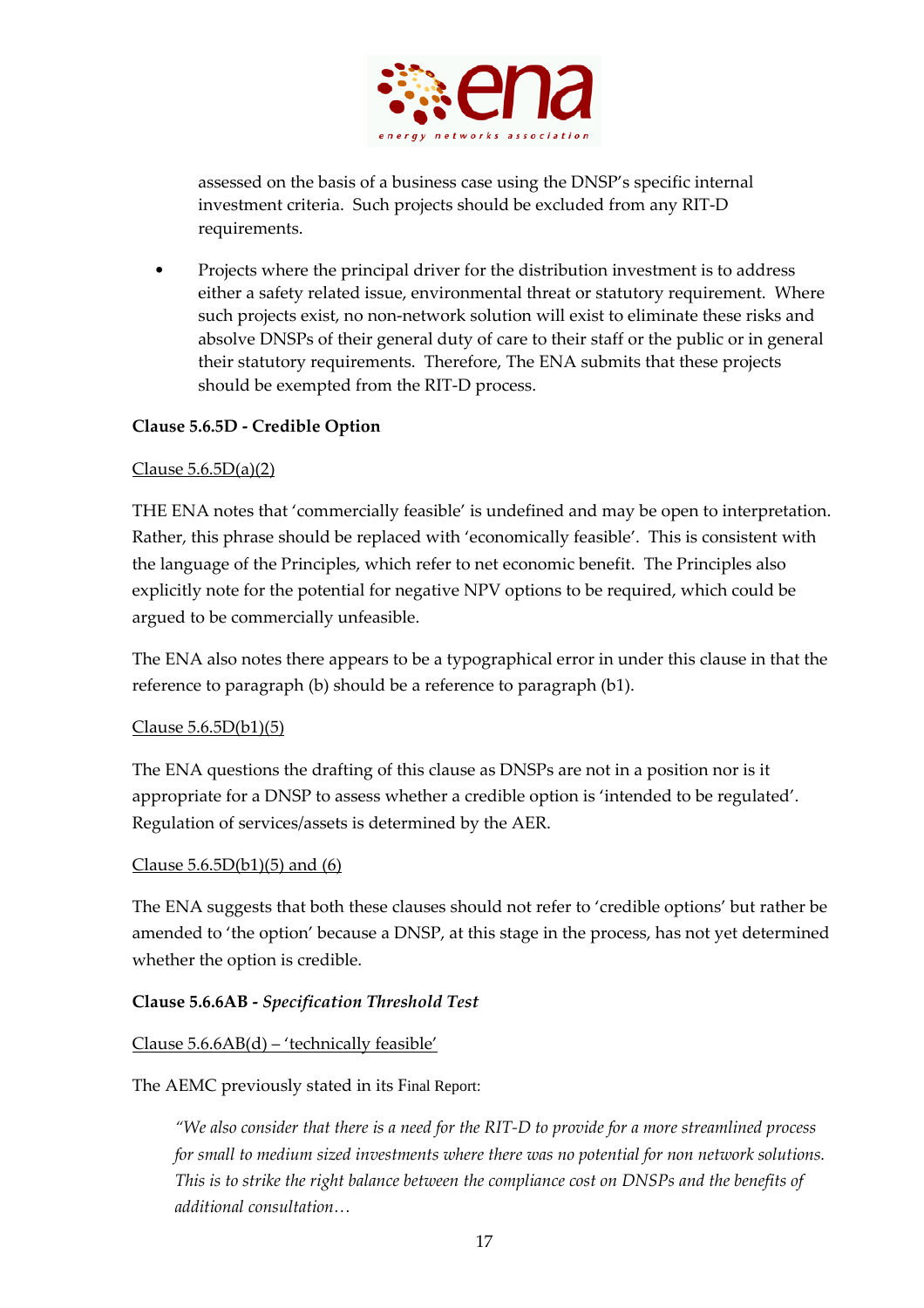assessed on the basis of a business case using the DNSP's specific internal investment criteria. Such projects should be excluded from any RIT-D requirements.

- Projects where the principal driver for the distribution investment is to address either a safety related issue, environmental threat or statutory requirement. Where such projects exist, no non-network solution will exist to eliminate these risks and absolve DNSPs of their general duty of care to their staff or the public or in general their statutory requirements. Therefore, The ENA submits that these projects should be exempted from the RIT-D process.

**Clause 5.6.5D - Credible Option**

Clause 5.6.5D(a)(2)

THE ENA notes that 'commercially feasible' is undefined and may be open to interpretation. Rather, this phrase should be replaced with 'economically feasible'. This is consistent with the language of the Principles, which refer to net economic benefit. The Principles also explicitly note for the potential for negative NPV options to be required, which could be argued to be commercially unfeasible.

The ENA also notes there appears to be a typographical error in under this clause in that the reference to paragraph (b) should be a reference to paragraph (b1).

Clause 5.6.5D(b1)(5)

The ENA questions the drafting of this clause as DNSPs are not in a position nor is it appropriate for a DNSP to assess whether a credible option is 'intended to be regulated'. Regulation of services/assets is determined by the AER.

Clause 5.6.5D(b1)(5) and (6)

The ENA suggests that both these clauses should not refer to 'credible options' but rather be amended to 'the option' because a DNSP, at this stage in the process, has not yet determined whether the option is credible.

**Clause 5.6.6AB - *Specification Threshold Test***

Clause 5.6.6AB(d) – 'technically feasible'

The AEMC previously stated in its Final Report:

> *"We also consider that there is a need for the RIT-D to provide for a more streamlined process for small to medium sized investments where there was no potential for non network solutions. This is to strike the right balance between the compliance cost on DNSPs and the benefits of additional consultation…*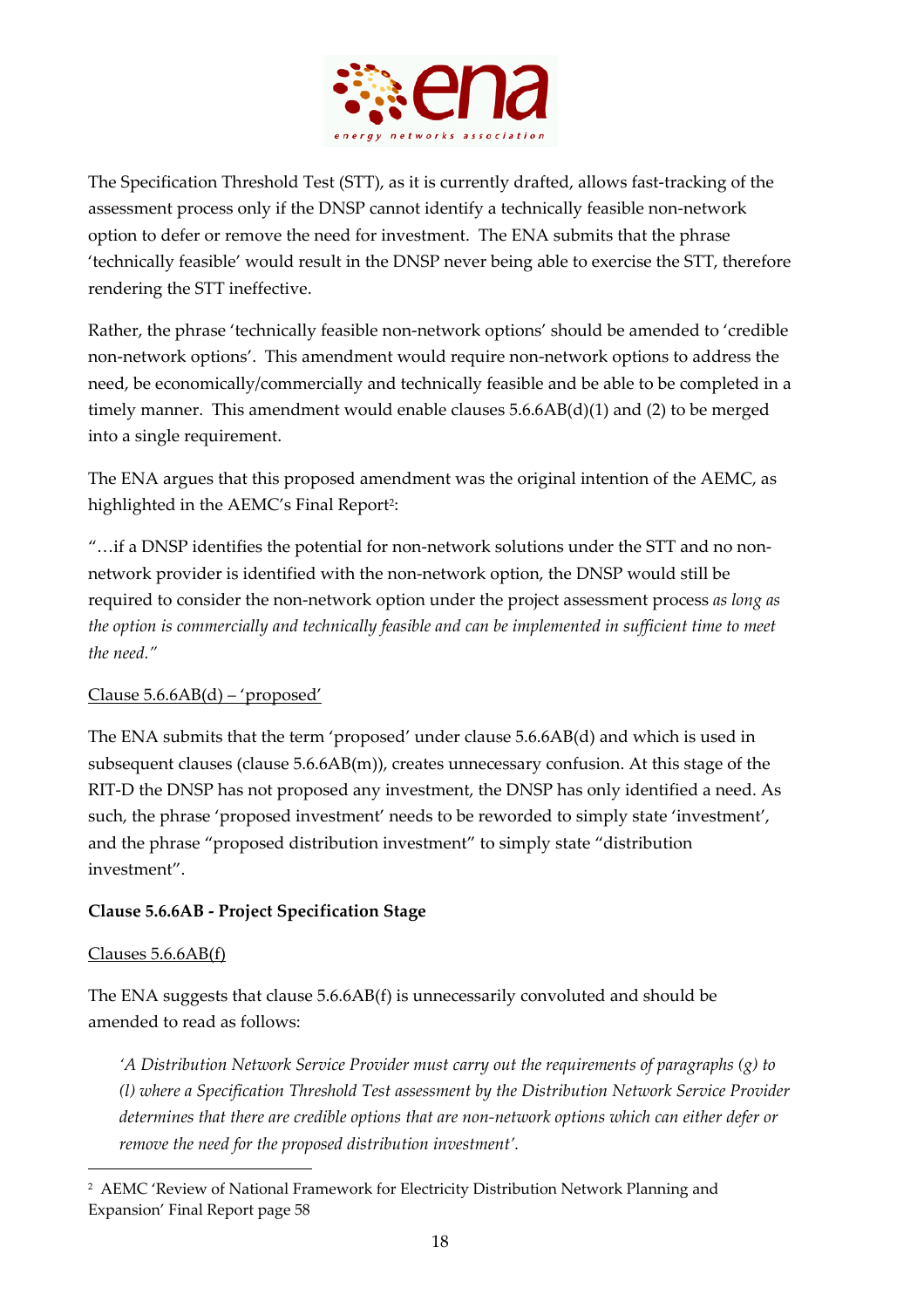The Specification Threshold Test (STT), as it is currently drafted, allows fast-tracking of the assessment process only if the DNSP cannot identify a technically feasible non-network option to defer or remove the need for investment. The ENA submits that the phrase 'technically feasible' would result in the DNSP never being able to exercise the STT, therefore rendering the STT ineffective.

Rather, the phrase 'technically feasible non-network options' should be amended to 'credible non-network options'. This amendment would require non-network options to address the need, be economically/commercially and technically feasible and be able to be completed in a timely manner. This amendment would enable clauses 5.6.6AB(d)(1) and (2) to be merged into a single requirement.

The ENA argues that this proposed amendment was the original intention of the AEMC, as highlighted in the AEMC's Final Report[2]:

"…if a DNSP identifies the potential for non-network solutions under the STT and no non-network provider is identified with the non-network option, the DNSP would still be required to consider the non-network option under the project assessment process *as long as the option is commercially and technically feasible and can be implemented in sufficient time to meet the need."*

<u>Clause 5.6.6AB(d) – 'proposed'</u>

The ENA submits that the term 'proposed' under clause 5.6.6AB(d) and which is used in subsequent clauses (clause 5.6.6AB(m)), creates unnecessary confusion. At this stage of the RIT-D the DNSP has not proposed any investment, the DNSP has only identified a need. As such, the phrase 'proposed investment' needs to be reworded to simply state 'investment', and the phrase "proposed distribution investment" to simply state "distribution investment".

**Clause 5.6.6AB - Project Specification Stage**

<u>Clauses 5.6.6AB(f)</u>

The ENA suggests that clause 5.6.6AB(f) is unnecessarily convoluted and should be amended to read as follows:

> *'A Distribution Network Service Provider must carry out the requirements of paragraphs (g) to (l) where a Specification Threshold Test assessment by the Distribution Network Service Provider determines that there are credible options that are non-network options which can either defer or remove the need for the proposed distribution investment'.*

---

[2] AEMC 'Review of National Framework for Electricity Distribution Network Planning and Expansion' Final Report page 58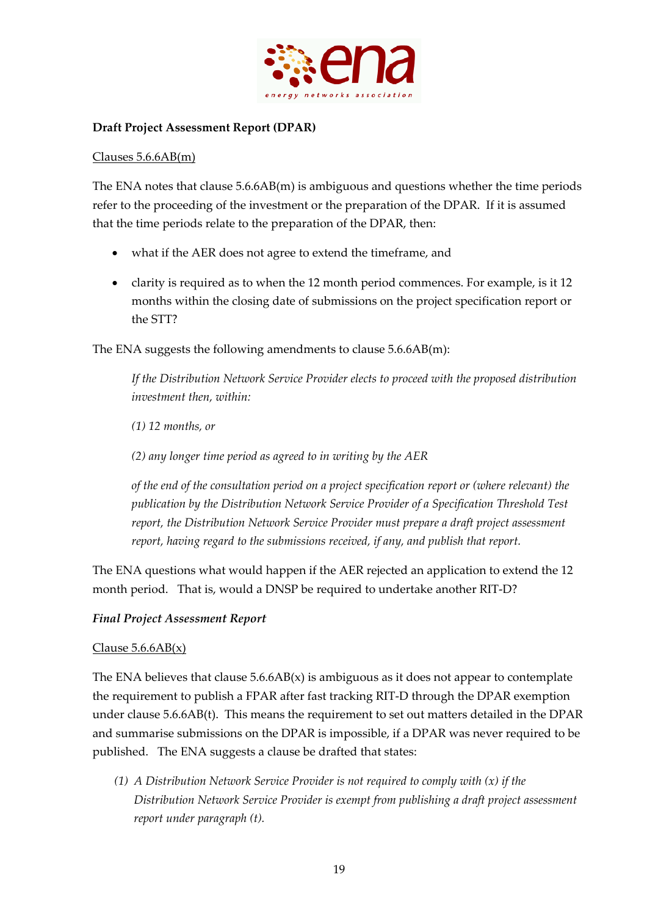**Draft Project Assessment Report (DPAR)**

<u>Clauses 5.6.6AB(m)</u>

The ENA notes that clause 5.6.6AB(m) is ambiguous and questions whether the time periods refer to the proceeding of the investment or the preparation of the DPAR. If it is assumed that the time periods relate to the preparation of the DPAR, then:

- what if the AER does not agree to extend the timeframe, and
- clarity is required as to when the 12 month period commences. For example, is it 12 months within the closing date of submissions on the project specification report or the STT?

The ENA suggests the following amendments to clause 5.6.6AB(m):

> *If the Distribution Network Service Provider elects to proceed with the proposed distribution investment then, within:*
>
> *(1) 12 months, or*
>
> *(2) any longer time period as agreed to in writing by the AER*
>
> *of the end of the consultation period on a project specification report or (where relevant) the publication by the Distribution Network Service Provider of a Specification Threshold Test report, the Distribution Network Service Provider must prepare a draft project assessment report, having regard to the submissions received, if any, and publish that report.*

The ENA questions what would happen if the AER rejected an application to extend the 12 month period. That is, would a DNSP be required to undertake another RIT-D?

***Final Project Assessment Report***

<u>Clause 5.6.6AB(x)</u>

The ENA believes that clause 5.6.6AB(x) is ambiguous as it does not appear to contemplate the requirement to publish a FPAR after fast tracking RIT-D through the DPAR exemption under clause 5.6.6AB(t). This means the requirement to set out matters detailed in the DPAR and summarise submissions on the DPAR is impossible, if a DPAR was never required to be published. The ENA suggests a clause be drafted that states:

> *(1) A Distribution Network Service Provider is not required to comply with (x) if the Distribution Network Service Provider is exempt from publishing a draft project assessment report under paragraph (t).*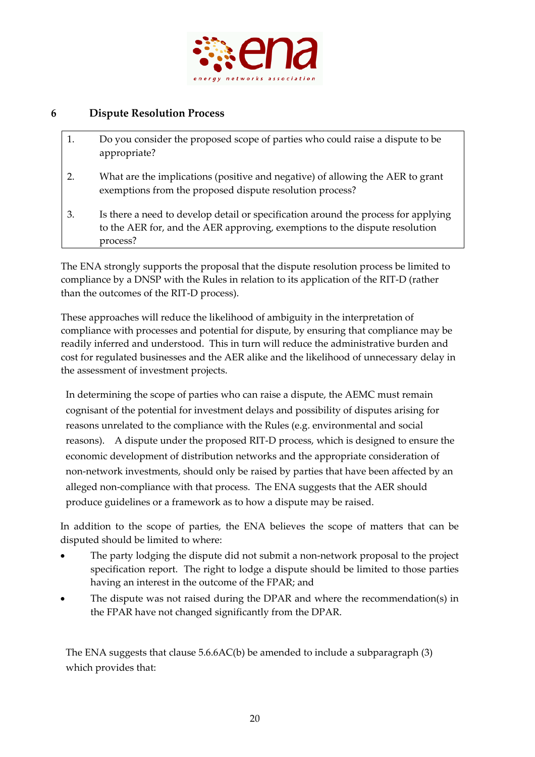## 6 Dispute Resolution Process

> 1. Do you consider the proposed scope of parties who could raise a dispute to be appropriate?
> 2. What are the implications (positive and negative) of allowing the AER to grant exemptions from the proposed dispute resolution process?
> 3. Is there a need to develop detail or specification around the process for applying to the AER for, and the AER approving, exemptions to the dispute resolution process?

The ENA strongly supports the proposal that the dispute resolution process be limited to compliance by a DNSP with the Rules in relation to its application of the RIT-D (rather than the outcomes of the RIT-D process).

These approaches will reduce the likelihood of ambiguity in the interpretation of compliance with processes and potential for dispute, by ensuring that compliance may be readily inferred and understood. This in turn will reduce the administrative burden and cost for regulated businesses and the AER alike and the likelihood of unnecessary delay in the assessment of investment projects.

In determining the scope of parties who can raise a dispute, the AEMC must remain cognisant of the potential for investment delays and possibility of disputes arising for reasons unrelated to the compliance with the Rules (e.g. environmental and social reasons). A dispute under the proposed RIT-D process, which is designed to ensure the economic development of distribution networks and the appropriate consideration of non-network investments, should only be raised by parties that have been affected by an alleged non-compliance with that process. The ENA suggests that the AER should produce guidelines or a framework as to how a dispute may be raised.

In addition to the scope of parties, the ENA believes the scope of matters that can be disputed should be limited to where:

- The party lodging the dispute did not submit a non-network proposal to the project specification report. The right to lodge a dispute should be limited to those parties having an interest in the outcome of the FPAR; and
- The dispute was not raised during the DPAR and where the recommendation(s) in the FPAR have not changed significantly from the DPAR.

The ENA suggests that clause 5.6.6AC(b) be amended to include a subparagraph (3) which provides that: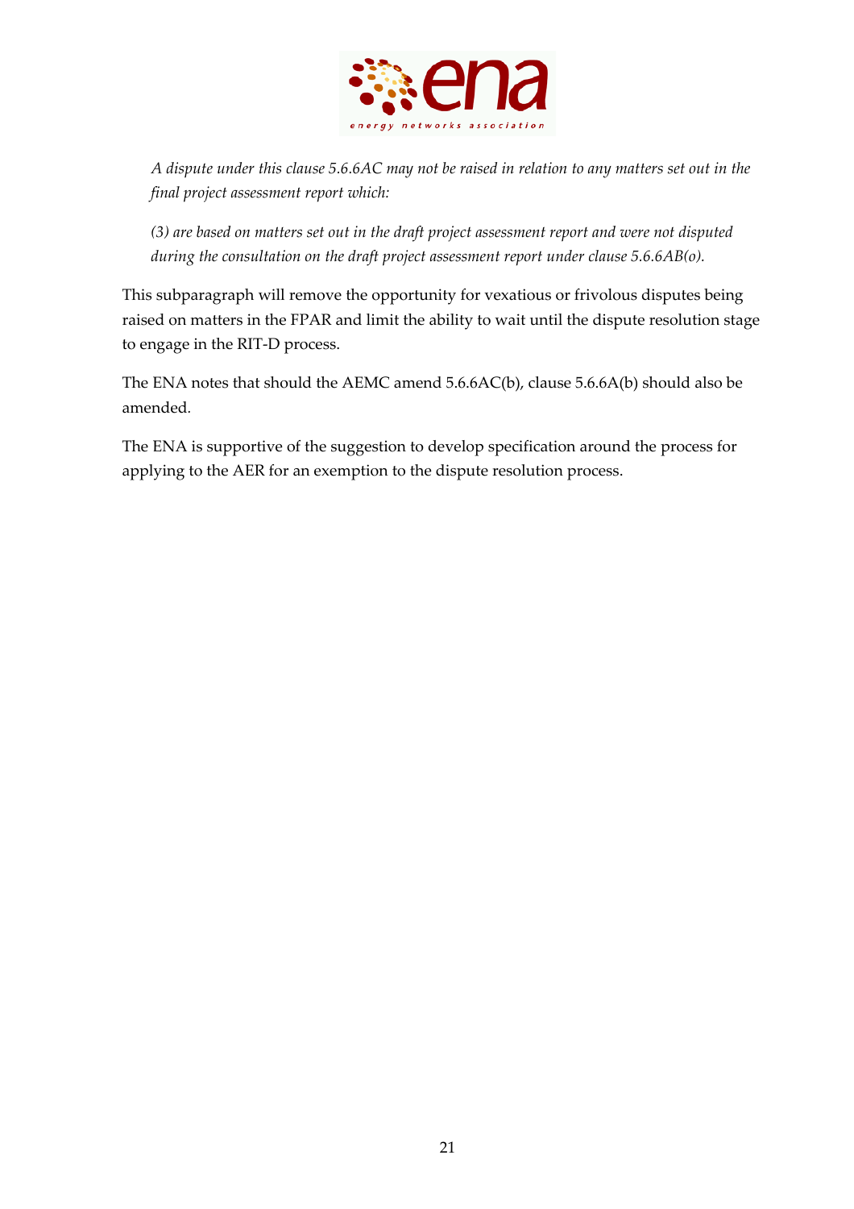*A dispute under this clause 5.6.6AC may not be raised in relation to any matters set out in the final project assessment report which:*

*(3) are based on matters set out in the draft project assessment report and were not disputed during the consultation on the draft project assessment report under clause 5.6.6AB(o).*

This subparagraph will remove the opportunity for vexatious or frivolous disputes being raised on matters in the FPAR and limit the ability to wait until the dispute resolution stage to engage in the RIT-D process.

The ENA notes that should the AEMC amend 5.6.6AC(b), clause 5.6.6A(b) should also be amended.

The ENA is supportive of the suggestion to develop specification around the process for applying to the AER for an exemption to the dispute resolution process.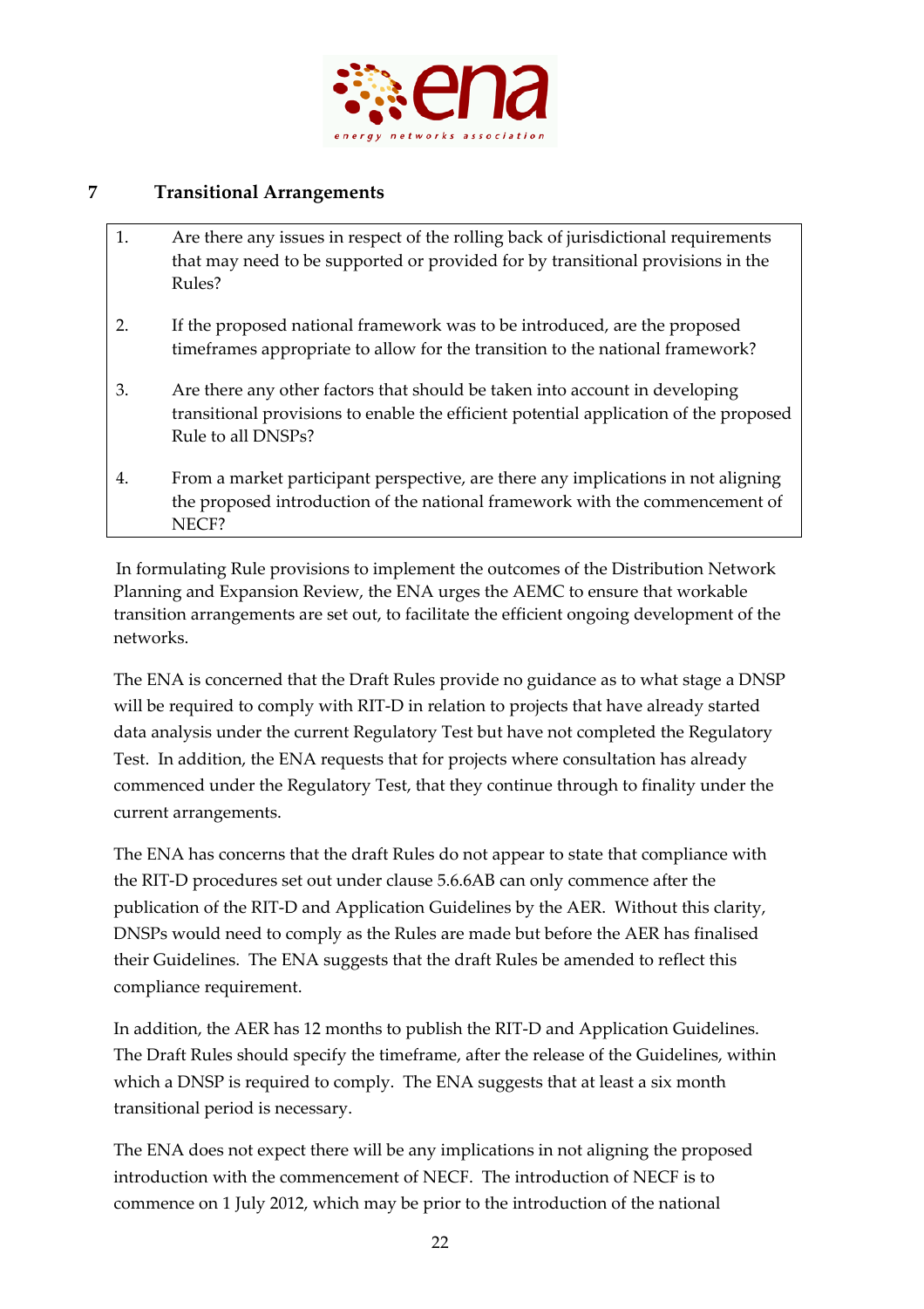## 7 Transitional Arrangements

1. Are there any issues in respect of the rolling back of jurisdictional requirements that may need to be supported or provided for by transitional provisions in the Rules?

2. If the proposed national framework was to be introduced, are the proposed timeframes appropriate to allow for the transition to the national framework?

3. Are there any other factors that should be taken into account in developing transitional provisions to enable the efficient potential application of the proposed Rule to all DNSPs?

4. From a market participant perspective, are there any implications in not aligning the proposed introduction of the national framework with the commencement of NECF?

In formulating Rule provisions to implement the outcomes of the Distribution Network Planning and Expansion Review, the ENA urges the AEMC to ensure that workable transition arrangements are set out, to facilitate the efficient ongoing development of the networks.

The ENA is concerned that the Draft Rules provide no guidance as to what stage a DNSP will be required to comply with RIT-D in relation to projects that have already started data analysis under the current Regulatory Test but have not completed the Regulatory Test. In addition, the ENA requests that for projects where consultation has already commenced under the Regulatory Test, that they continue through to finality under the current arrangements.

The ENA has concerns that the draft Rules do not appear to state that compliance with the RIT-D procedures set out under clause 5.6.6AB can only commence after the publication of the RIT-D and Application Guidelines by the AER. Without this clarity, DNSPs would need to comply as the Rules are made but before the AER has finalised their Guidelines. The ENA suggests that the draft Rules be amended to reflect this compliance requirement.

In addition, the AER has 12 months to publish the RIT-D and Application Guidelines. The Draft Rules should specify the timeframe, after the release of the Guidelines, within which a DNSP is required to comply. The ENA suggests that at least a six month transitional period is necessary.

The ENA does not expect there will be any implications in not aligning the proposed introduction with the commencement of NECF. The introduction of NECF is to commence on 1 July 2012, which may be prior to the introduction of the national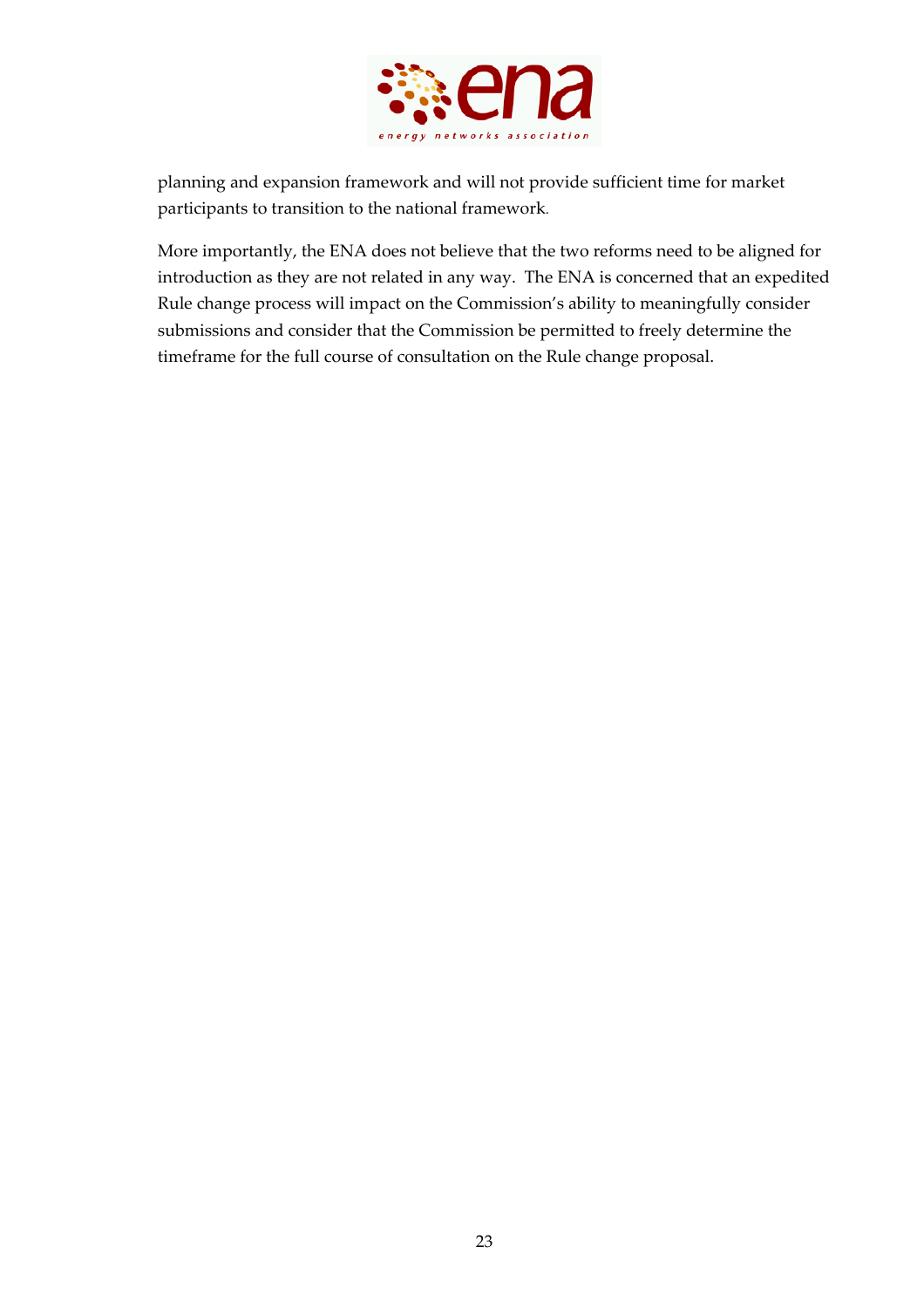planning and expansion framework and will not provide sufficient time for market participants to transition to the national framework.

More importantly, the ENA does not believe that the two reforms need to be aligned for introduction as they are not related in any way. The ENA is concerned that an expedited Rule change process will impact on the Commission's ability to meaningfully consider submissions and consider that the Commission be permitted to freely determine the timeframe for the full course of consultation on the Rule change proposal.